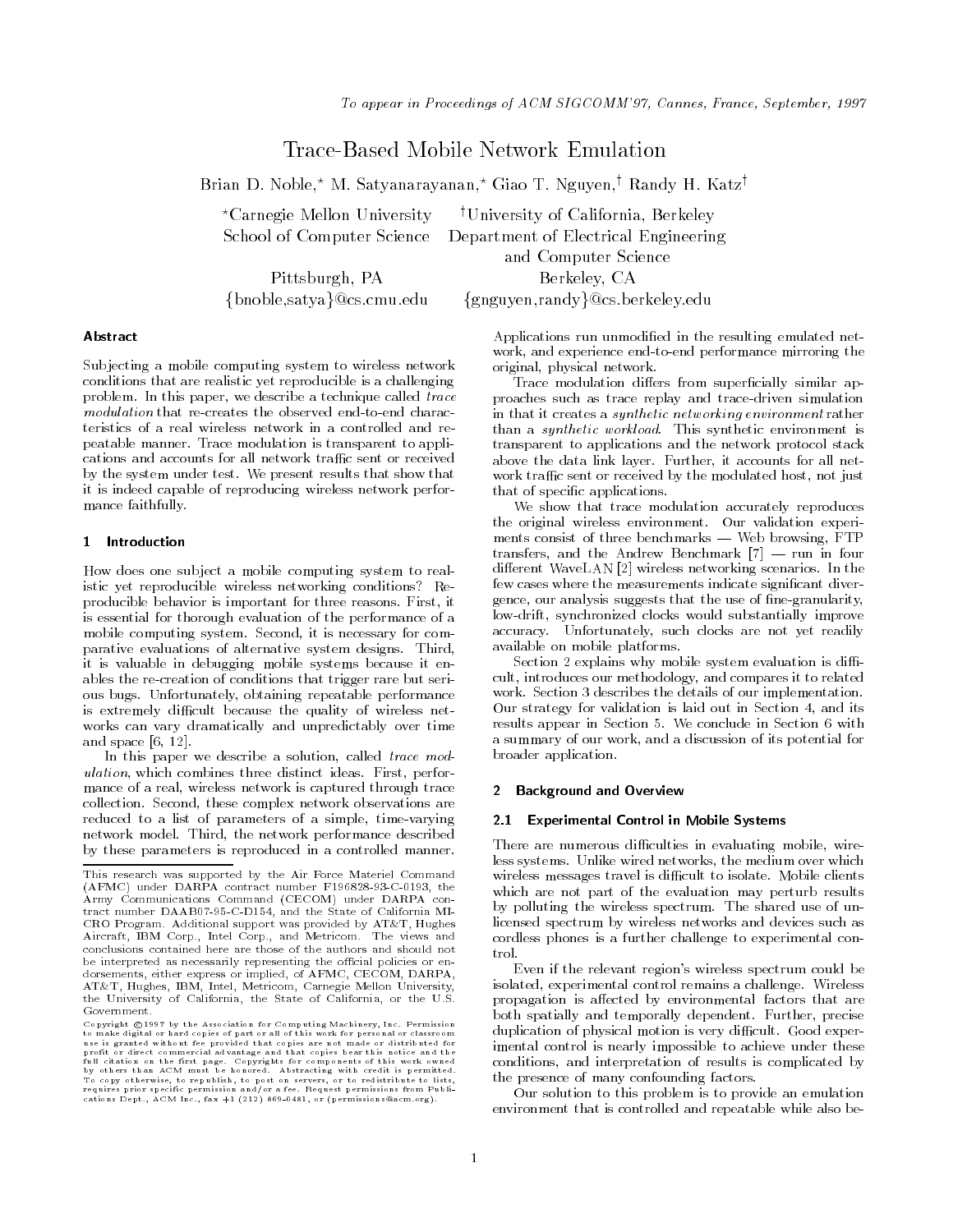To appear in Proceedings of ACM SIGCOMM'97, Cannes, France, September, 1997

# Trace-Based Mobile Network Emulation

Brian D. Noble,* M. Satyanarayanan,* Giao T. Nguyen,† Randy H. Katz†

*Carnegie Mellon University
School of Computer Science
Pittsburgh, PA
{bnoble,satya}@cs.cmu.edu

†University of California, Berkeley
Department of Electrical Engineering and Computer Science
Berkeley, CA
{gnguyen,randy}@cs.berkeley.edu

## Abstract

Subjecting a mobile computing system to wireless network conditions that are realistic yet reproducible is a challenging problem. In this paper, we describe a technique called *trace modulation* that re-creates the observed end-to-end characteristics of a real wireless network in a controlled and repeatable manner. Trace modulation is transparent to applications and accounts for all network traffic sent or received by the system under test. We present results that show that it is indeed capable of reproducing wireless network performance faithfully.

## 1 Introduction

How does one subject a mobile computing system to realistic yet reproducible wireless networking conditions? Reproducible behavior is important for three reasons. First, it is essential for thorough evaluation of the performance of a mobile computing system. Second, it is necessary for comparative evaluations of alternative system designs. Third, it is valuable in debugging mobile systems because it enables the re-creation of conditions that trigger rare but serious bugs. Unfortunately, obtaining repeatable performance is extremely difficult because the quality of wireless networks can vary dramatically and unpredictably over time and space [6, 12].

In this paper we describe a solution, called *trace modulation*, which combines three distinct ideas. First, performance of a real, wireless network is captured through trace collection. Second, these complex network observations are reduced to a list of parameters of a simple, time-varying network model. Third, the network performance described by these parameters is reproduced in a controlled manner. Applications run unmodified in the resulting emulated network, and experience end-to-end performance mirroring the original, physical network.

Trace modulation differs from superficially similar approaches such as trace replay and trace-driven simulation in that it creates a *synthetic networking environment* rather than a *synthetic workload*. This synthetic environment is transparent to applications and the network protocol stack above the data link layer. Further, it accounts for all network traffic sent or received by the modulated host, not just that of specific applications.

We show that trace modulation accurately reproduces the original wireless environment. Our validation experiments consist of three benchmarks — Web browsing, FTP transfers, and the Andrew Benchmark [7] — run in four different WaveLAN [2] wireless networking scenarios. In the few cases where the measurements indicate significant divergence, our analysis suggests that the use of fine-granularity, low-drift, synchronized clocks would substantially improve accuracy. Unfortunately, such clocks are not yet readily available on mobile platforms.

Section 2 explains why mobile system evaluation is difficult, introduces our methodology, and compares it to related work. Section 3 describes the details of our implementation. Our strategy for validation is laid out in Section 4, and its results appear in Section 5. We conclude in Section 6 with a summary of our work, and a discussion of its potential for broader application.

## 2 Background and Overview

### 2.1 Experimental Control in Mobile Systems

There are numerous difficulties in evaluating mobile, wireless systems. Unlike wired networks, the medium over which wireless messages travel is difficult to isolate. Mobile clients which are not part of the evaluation may perturb results by polluting the wireless spectrum. The shared use of unlicensed spectrum by wireless networks and devices such as cordless phones is a further challenge to experimental control.

Even if the relevant region's wireless spectrum could be isolated, experimental control remains a challenge. Wireless propagation is affected by environmental factors that are both spatially and temporally dependent. Further, precise duplication of physical motion is very difficult. Good experimental control is nearly impossible to achieve under these conditions, and interpretation of results is complicated by the presence of many confounding factors.

Our solution to this problem is to provide an emulation environment that is controlled and repeatable while also be-

---

This research was supported by the Air Force Materiel Command (AFMC) under DARPA contract number F196828-93-C-0193, the Army Communications Command (CECOM) under DARPA contract number DAAB07-95-C-D154, and the State of California MICRO Program. Additional support was provided by AT&T, Hughes Aircraft, IBM Corp., Intel Corp., and Metricom. The views and conclusions contained here are those of the authors and should not be interpreted as necessarily representing the official policies or endorsements, either express or implied, of AFMC, CECOM, DARPA, AT&T, Hughes, IBM, Intel, Metricom, Carnegie Mellon University, the University of California, the State of California, or the U.S. Government.

Copyright ©1997 by the Association for Computing Machinery, Inc. Permission to make digital or hard copies of part or all of this work for personal or classroom use is granted without fee provided that copies are not made or distributed for profit or direct commercial advantage and that copies bear this notice and the full citation on the first page. Copyrights for components of this work owned by others than ACM must be honored. Abstracting with credit is permitted. To copy otherwise, to republish, to post on servers, or to redistribute to lists, requires prior specific permission and/or a fee. Request permissions from Publications Dept., ACM Inc., fax +1 (212) 869-0481, or (permissions@acm.org).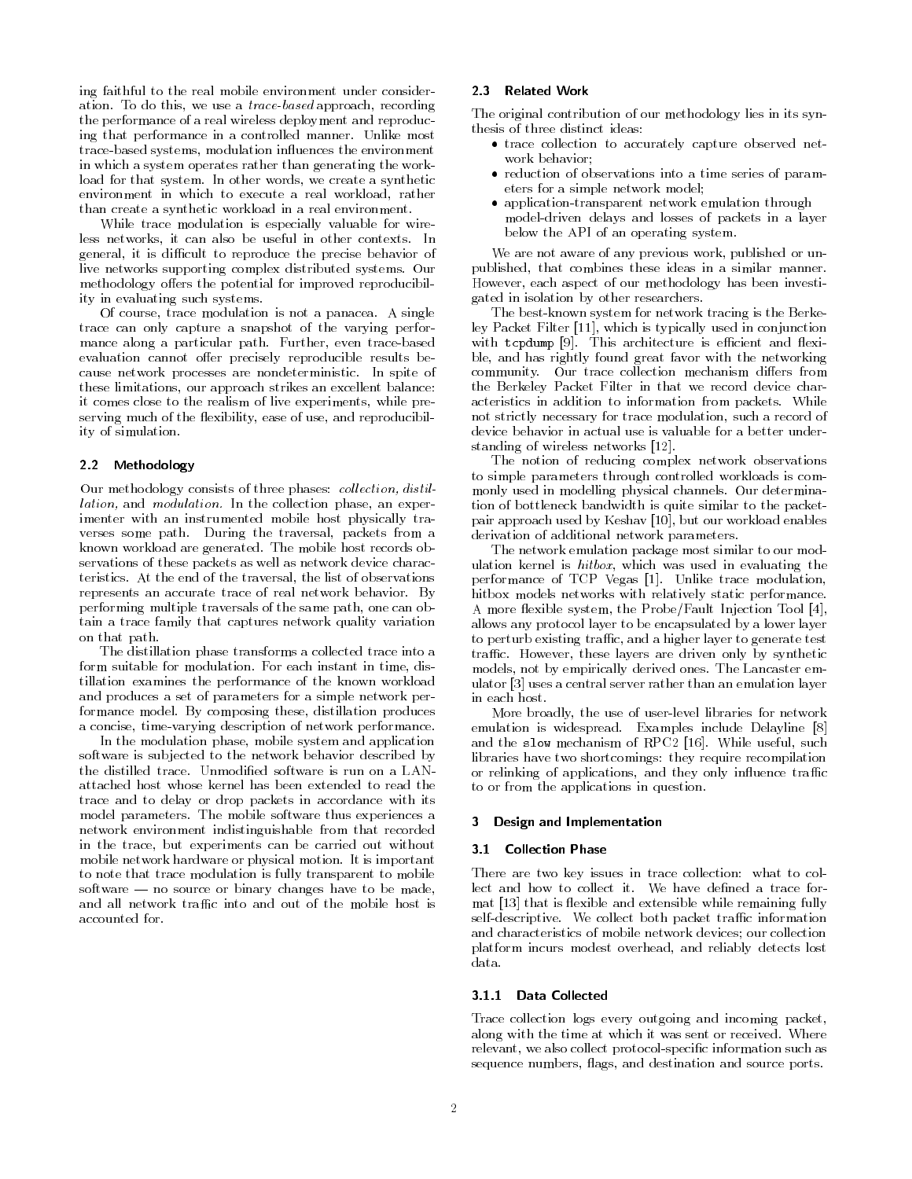ing faithful to the real mobile environment under consideration. To do this, we use a *trace-based* approach, recording the performance of a real wireless deployment and reproducing that performance in a controlled manner. Unlike most trace-based systems, modulation influences the environment in which a system operates rather than generating the workload for that system. In other words, we create a synthetic environment in which to execute a real workload, rather than create a synthetic workload in a real environment.

While trace modulation is especially valuable for wireless networks, it can also be useful in other contexts. In general, it is difficult to reproduce the precise behavior of live networks supporting complex distributed systems. Our methodology offers the potential for improved reproducibility in evaluating such systems.

Of course, trace modulation is not a panacea. A single trace can only capture a snapshot of the varying performance along a particular path. Further, even trace-based evaluation cannot offer precisely reproducible results because network processes are nondeterministic. In spite of these limitations, our approach strikes an excellent balance: it comes close to the realism of live experiments, while preserving much of the flexibility, ease of use, and reproducibility of simulation.

### 2.2 Methodology

Our methodology consists of three phases: *collection, distillation,* and *modulation.* In the collection phase, an experimenter with an instrumented mobile host physically traverses some path. During the traversal, packets from a known workload are generated. The mobile host records observations of these packets as well as network device characteristics. At the end of the traversal, the list of observations represents an accurate trace of real network behavior. By performing multiple traversals of the same path, one can obtain a trace family that captures network quality variation on that path.

The distillation phase transforms a collected trace into a form suitable for modulation. For each instant in time, distillation examines the performance of the known workload and produces a set of parameters for a simple network performance model. By composing these, distillation produces a concise, time-varying description of network performance.

In the modulation phase, mobile system and application software is subjected to the network behavior described by the distilled trace. Unmodified software is run on a LAN-attached host whose kernel has been extended to read the trace and to delay or drop packets in accordance with its model parameters. The mobile software thus experiences a network environment indistinguishable from that recorded in the trace, but experiments can be carried out without mobile network hardware or physical motion. It is important to note that trace modulation is fully transparent to mobile software — no source or binary changes have to be made, and all network traffic into and out of the mobile host is accounted for.

### 2.3 Related Work

The original contribution of our methodology lies in its synthesis of three distinct ideas:

- trace collection to accurately capture observed network behavior;
- reduction of observations into a time series of parameters for a simple network model;
- application-transparent network emulation through model-driven delays and losses of packets in a layer below the API of an operating system.

We are not aware of any previous work, published or unpublished, that combines these ideas in a similar manner. However, each aspect of our methodology has been investigated in isolation by other researchers.

The best-known system for network tracing is the Berkeley Packet Filter [11], which is typically used in conjunction with `tcpdump` [9]. This architecture is efficient and flexible, and has rightly found great favor with the networking community. Our trace collection mechanism differs from the Berkeley Packet Filter in that we record device characteristics in addition to information from packets. While not strictly necessary for trace modulation, such a record of device behavior in actual use is valuable for a better understanding of wireless networks [12].

The notion of reducing complex network observations to simple parameters through controlled workloads is commonly used in modelling physical channels. Our determination of bottleneck bandwidth is quite similar to the packet-pair approach used by Keshav [10], but our workload enables derivation of additional network parameters.

The network emulation package most similar to our modulation kernel is *hitbox*, which was used in evaluating the performance of TCP Vegas [1]. Unlike trace modulation, hitbox models networks with relatively static performance. A more flexible system, the Probe/Fault Injection Tool [4], allows any protocol layer to be encapsulated by a lower layer to perturb existing traffic, and a higher layer to generate test traffic. However, these layers are driven only by synthetic models, not by empirically derived ones. The Lancaster emulator [3] uses a central server rather than an emulation layer in each host.

More broadly, the use of user-level libraries for network emulation is widespread. Examples include Delayline [8] and the `slow` mechanism of RPC2 [16]. While useful, such libraries have two shortcomings: they require recompilation or relinking of applications, and they only influence traffic to or from the applications in question.

## 3 Design and Implementation

### 3.1 Collection Phase

There are two key issues in trace collection: what to collect and how to collect it. We have defined a trace format [13] that is flexible and extensible while remaining fully self-descriptive. We collect both packet traffic information and characteristics of mobile network devices; our collection platform incurs modest overhead, and reliably detects lost data.

#### 3.1.1 Data Collected

Trace collection logs every outgoing and incoming packet, along with the time at which it was sent or received. Where relevant, we also collect protocol-specific information such as sequence numbers, flags, and destination and source ports.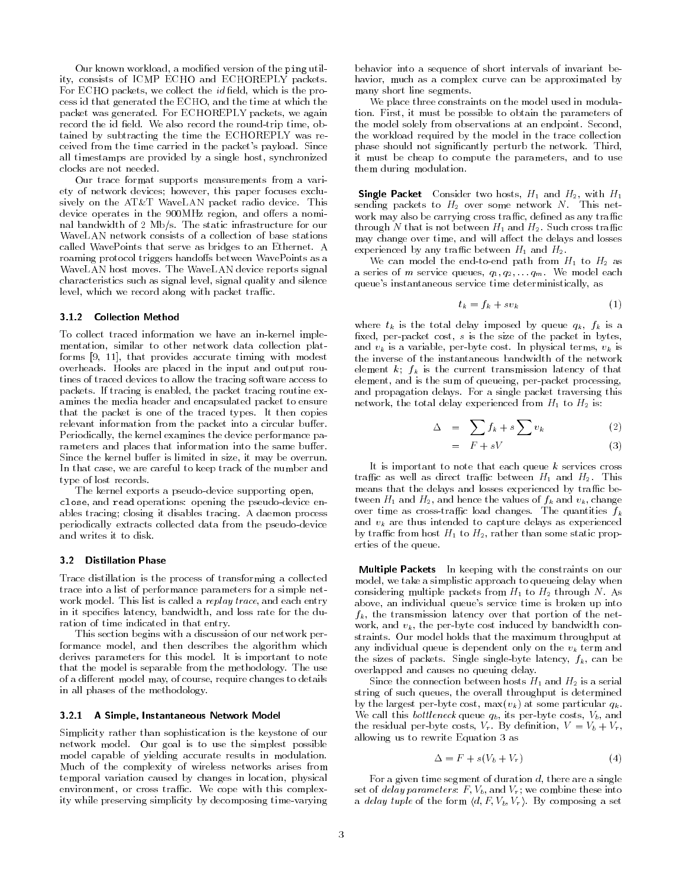Our known workload, a modified version of the ping utility, consists of ICMP ECHO and ECHOREPLY packets. For ECHO packets, we collect the *id* field, which is the process id that generated the ECHO, and the time at which the packet was generated. For ECHOREPLY packets, we again record the id field. We also record the round-trip time, obtained by subtracting the time the ECHOREPLY was received from the time carried in the packet's payload. Since all timestamps are provided by a single host, synchronized clocks are not needed.

Our trace format supports measurements from a variety of network devices; however, this paper focuses exclusively on the AT&T WaveLAN packet radio device. This device operates in the 900MHz region, and offers a nominal bandwidth of 2 Mb/s. The static infrastructure for our WaveLAN network consists of a collection of base stations called WavePoints that serve as bridges to an Ethernet. A roaming protocol triggers handoffs between WavePoints as a WaveLAN host moves. The WaveLAN device reports signal characteristics such as signal level, signal quality and silence level, which we record along with packet traffic.

#### 3.1.2 Collection Method

To collect traced information we have an in-kernel implementation, similar to other network data collection platforms [9, 11], that provides accurate timing with modest overheads. Hooks are placed in the input and output routines of traced devices to allow the tracing software access to packets. If tracing is enabled, the packet tracing routine examines the media header and encapsulated packet to ensure that the packet is one of the traced types. It then copies relevant information from the packet into a circular buffer. Periodically, the kernel examines the device performance parameters and places that information into the same buffer. Since the kernel buffer is limited in size, it may be overrun. In that case, we are careful to keep track of the number and type of lost records.

The kernel exports a pseudo-device supporting open, close, and read operations: opening the pseudo-device enables tracing; closing it disables tracing. A daemon process periodically extracts collected data from the pseudo-device and writes it to disk.

### 3.2 Distillation Phase

Trace distillation is the process of transforming a collected trace into a list of performance parameters for a simple network model. This list is called a *replay trace*, and each entry in it specifies latency, bandwidth, and loss rate for the duration of time indicated in that entry.

This section begins with a discussion of our network performance model, and then describes the algorithm which derives parameters for this model. It is important to note that the model is separable from the methodology. The use of a different model may, of course, require changes to details in all phases of the methodology.

#### 3.2.1 A Simple, Instantaneous Network Model

Simplicity rather than sophistication is the keystone of our network model. Our goal is to use the simplest possible model capable of yielding accurate results in modulation. Much of the complexity of wireless networks arises from temporal variation caused by changes in location, physical environment, or cross traffic. We cope with this complexity while preserving simplicity by decomposing time-varying behavior into a sequence of short intervals of invariant behavior, much as a complex curve can be approximated by many short line segments.

We place three constraints on the model used in modulation. First, it must be possible to obtain the parameters of the model solely from observations at an endpoint. Second, the workload required by the model in the trace collection phase should not significantly perturb the network. Third, it must be cheap to compute the parameters, and to use them during modulation.

**Single Packet** Consider two hosts, $H_1$ and $H_2$, with $H_1$ sending packets to $H_2$ over some network $N$. This network may also be carrying cross traffic, defined as any traffic through $N$ that is not between $H_1$ and $H_2$. Such cross traffic may change over time, and will affect the delays and losses experienced by any traffic between $H_1$ and $H_2$.

We can model the end-to-end path from $H_1$ to $H_2$ as a series of $m$ service queues, $q_1, q_2, \ldots q_m$. We model each queue's instantaneous service time deterministically, as

$$t_k = f_k + sv_k \tag{1}$$

where $t_k$ is the total delay imposed by queue $q_k$, $f_k$ is a fixed, per-packet cost, $s$ is the size of the packet in bytes, and $v_k$ is a variable, per-byte cost. In physical terms, $v_k$ is the inverse of the instantaneous bandwidth of the network element $k$; $f_k$ is the current transmission latency of that element, and is the sum of queueing, per-packet processing, and propagation delays. For a single packet traversing this network, the total delay experienced from $H_1$ to $H_2$ is:

$$\Delta = \sum f_k + s \sum v_k \tag{2}$$

$$= F + sV \tag{3}$$

It is important to note that each queue $k$ services cross traffic as well as direct traffic between $H_1$ and $H_2$. This means that the delays and losses experienced by traffic between $H_1$ and $H_2$, and hence the values of $f_k$ and $v_k$, change over time as cross-traffic load changes. The quantities $f_k$ and $v_k$ are thus intended to capture delays as experienced by traffic from host $H_1$ to $H_2$, rather than some static properties of the queue.

**Multiple Packets** In keeping with the constraints on our model, we take a simplistic approach to queueing delay when considering multiple packets from $H_1$ to $H_2$ through $N$. As above, an individual queue's service time is broken up into $f_k$, the transmission latency over that portion of the network, and $v_k$, the per-byte cost induced by bandwidth constraints. Our model holds that the maximum throughput at any individual queue is dependent only on the $v_k$ term and the sizes of packets. Single single-byte latency, $f_k$, can be overlapped and causes no queuing delay.

Since the connection between hosts $H_1$ and $H_2$ is a serial string of such queues, the overall throughput is determined by the largest per-byte cost, $\max(v_k)$ at some particular $q_k$. We call this *bottleneck* queue $q_b$, its per-byte costs, $V_b$, and the residual per-byte costs, $V_r$. By definition, $V = V_b + V_r$, allowing us to rewrite Equation 3 as

$$\Delta = F + s(V_b + V_r) \tag{4}$$

For a given time segment of duration $d$, there are a single set of *delay parameters*: $F$, $V_b$, and $V_r$; we combine these into a *delay tuple* of the form $\langle d, F, V_b, V_r \rangle$. By composing a set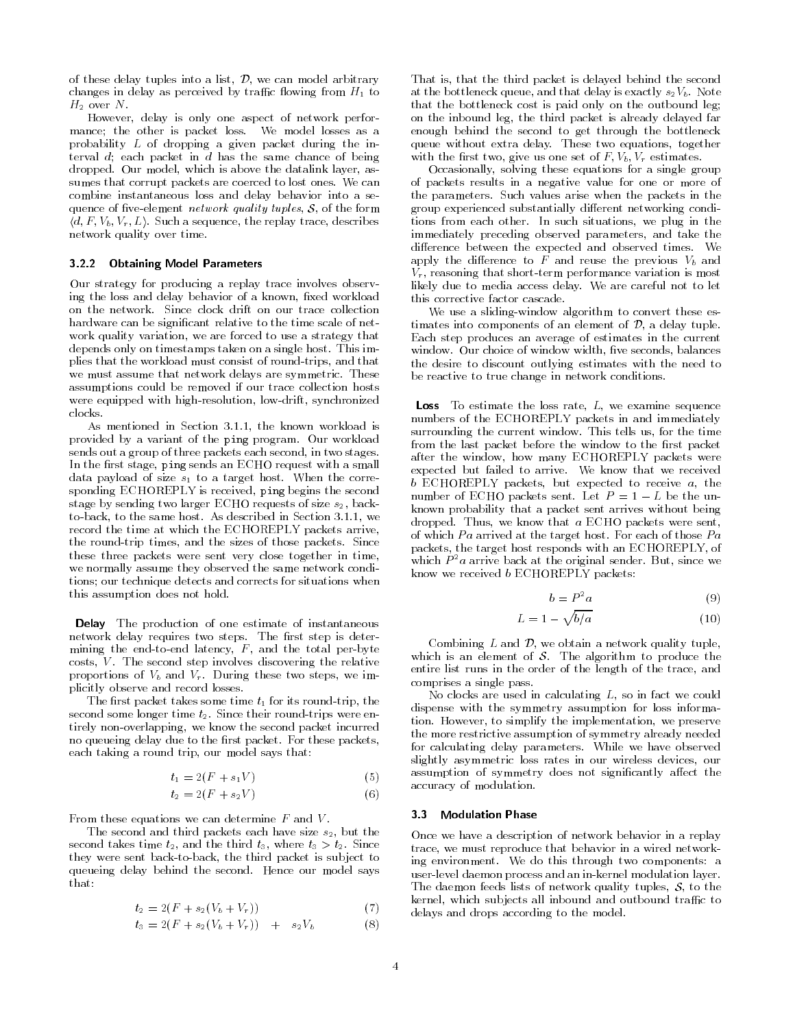of these delay tuples into a list, $\mathcal{D}$, we can model arbitrary changes in delay as perceived by traffic flowing from $H_1$ to $H_2$ over $N$.

However, delay is only one aspect of network performance; the other is packet loss. We model losses as a probability $L$ of dropping a given packet during the interval $d$; each packet in $d$ has the same chance of being dropped. Our model, which is above the datalink layer, assumes that corrupt packets are coerced to lost ones. We can combine instantaneous loss and delay behavior into a sequence of five-element *network quality tuples*, $\mathcal{S}$, of the form $\langle d, F, V_b, V_r, L\rangle$. Such a sequence, the replay trace, describes network quality over time.

### 3.2.2 Obtaining Model Parameters

Our strategy for producing a replay trace involves observing the loss and delay behavior of a known, fixed workload on the network. Since clock drift on our trace collection hardware can be significant relative to the time scale of network quality variation, we are forced to use a strategy that depends only on timestamps taken on a single host. This implies that the workload must consist of round-trips, and that we must assume that network delays are symmetric. These assumptions could be removed if our trace collection hosts were equipped with high-resolution, low-drift, synchronized clocks.

As mentioned in Section 3.1.1, the known workload is provided by a variant of the ping program. Our workload sends out a group of three packets each second, in two stages. In the first stage, ping sends an ECHO request with a small data payload of size $s_1$ to a target host. When the corresponding ECHOREPLY is received, ping begins the second stage by sending two larger ECHO requests of size $s_2$, back-to-back, to the same host. As described in Section 3.1.1, we record the time at which the ECHOREPLY packets arrive, the round-trip times, and the sizes of those packets. Since these three packets were sent very close together in time, we normally assume they observed the same network conditions; our technique detects and corrects for situations when this assumption does not hold.

**Delay** The production of one estimate of instantaneous network delay requires two steps. The first step is determining the end-to-end latency, $F$, and the total per-byte costs, $V$. The second step involves discovering the relative proportions of $V_b$ and $V_r$. During these two steps, we implicitly observe and record losses.

The first packet takes some time $t_1$ for its round-trip, the second some longer time $t_2$. Since their round-trips were entirely non-overlapping, we know the second packet incurred no queueing delay due to the first packet. For these packets, each taking a round trip, our model says that:

$$t_1 = 2(F + s_1 V) \tag{5}$$

$$t_2 = 2(F + s_2 V) \tag{6}$$

From these equations we can determine $F$ and $V$.

The second and third packets each have size $s_2$, but the second takes time $t_2$, and the third $t_3$, where $t_3 > t_2$. Since they were sent back-to-back, the third packet is subject to queueing delay behind the second. Hence our model says that:

$$t_2 = 2(F + s_2(V_b + V_r)) \tag{7}$$

$$t_3 = 2(F + s_2(V_b + V_r)) \quad + \quad s_2 V_b \tag{8}$$

That is, that the third packet is delayed behind the second at the bottleneck queue, and that delay is exactly $s_2 V_b$. Note that the bottleneck cost is paid only on the outbound leg; on the inbound leg, the third packet is already delayed far enough behind the second to get through the bottleneck queue without extra delay. These two equations, together with the first two, give us one set of $F, V_b, V_r$ estimates.

Occasionally, solving these equations for a single group of packets results in a negative value for one or more of the parameters. Such values arise when the packets in the group experienced substantially different networking conditions from each other. In such situations, we plug in the immediately preceding observed parameters, and take the difference between the expected and observed times. We apply the difference to $F$ and reuse the previous $V_b$ and $V_r$, reasoning that short-term performance variation is most likely due to media access delay. We are careful not to let this corrective factor cascade.

We use a sliding-window algorithm to convert these estimates into components of an element of $\mathcal{D}$, a delay tuple. Each step produces an average of estimates in the current window. Our choice of window width, five seconds, balances the desire to discount outlying estimates with the need to be reactive to true change in network conditions.

**Loss** To estimate the loss rate, $L$, we examine sequence numbers of the ECHOREPLY packets in and immediately surrounding the current window. This tells us, for the time from the last packet before the window to the first packet after the window, how many ECHOREPLY packets were expected but failed to arrive. We know that we received $b$ ECHOREPLY packets, but expected to receive $a$, the number of ECHO packets sent. Let $P = 1 - L$ be the unknown probability that a packet sent arrives without being dropped. Thus, we know that $a$ ECHO packets were sent, of which $Pa$ arrived at the target host. For each of those $Pa$ packets, the target host responds with an ECHOREPLY, of which $P^2a$ arrive back at the original sender. But, since we know we received $b$ ECHOREPLY packets:

$$b = P^2 a \tag{9}$$

$$L = 1 - \sqrt{b/a} \tag{10}$$

Combining $L$ and $\mathcal{D}$, we obtain a network quality tuple, which is an element of $\mathcal{S}$. The algorithm to produce the entire list runs in the order of the length of the trace, and comprises a single pass.

No clocks are used in calculating $L$, so in fact we could dispense with the symmetry assumption for loss information. However, to simplify the implementation, we preserve the more restrictive assumption of symmetry already needed for calculating delay parameters. While we have observed slightly asymmetric loss rates in our wireless devices, our assumption of symmetry does not significantly affect the accuracy of modulation.

## 3.3 Modulation Phase

Once we have a description of network behavior in a replay trace, we must reproduce that behavior in a wired networking environment. We do this through two components: a user-level daemon process and an in-kernel modulation layer. The daemon feeds lists of network quality tuples, $\mathcal{S}$, to the kernel, which subjects all inbound and outbound traffic to delays and drops according to the model.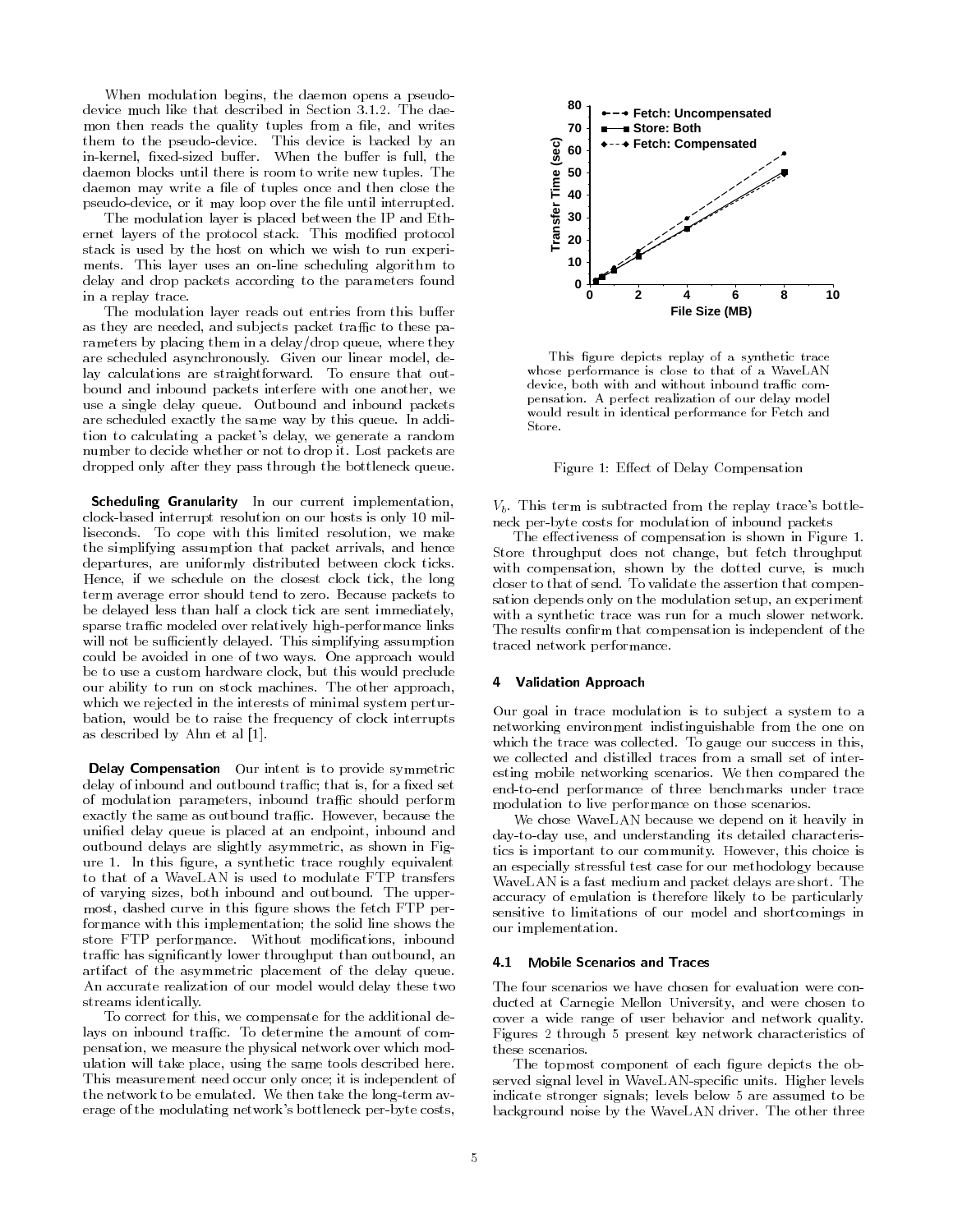When modulation begins, the daemon opens a pseudo-device much like that described in Section 3.1.2. The daemon then reads the quality tuples from a file, and writes them to the pseudo-device. This device is backed by an in-kernel, fixed-sized buffer. When the buffer is full, the daemon blocks until there is room to write new tuples. The daemon may write a file of tuples once and then close the pseudo-device, or it may loop over the file until interrupted.

The modulation layer is placed between the IP and Ethernet layers of the protocol stack. This modified protocol stack is used by the host on which we wish to run experiments. This layer uses an on-line scheduling algorithm to delay and drop packets according to the parameters found in a replay trace.

The modulation layer reads out entries from this buffer as they are needed, and subjects packet traffic to these parameters by placing them in a delay/drop queue, where they are scheduled asynchronously. Given our linear model, delay calculations are straightforward. To ensure that outbound and inbound packets interfere with one another, we use a single delay queue. Outbound and inbound packets are scheduled exactly the same way by this queue. In addition to calculating a packet's delay, we generate a random number to decide whether or not to drop it. Lost packets are dropped only after they pass through the bottleneck queue.

**Scheduling Granularity** In our current implementation, clock-based interrupt resolution on our hosts is only 10 milliseconds. To cope with this limited resolution, we make the simplifying assumption that packet arrivals, and hence departures, are uniformly distributed between clock ticks. Hence, if we schedule on the closest clock tick, the long term average error should tend to zero. Because packets to be delayed less than half a clock tick are sent immediately, sparse traffic modeled over relatively high-performance links will not be sufficiently delayed. This simplifying assumption could be avoided in one of two ways. One approach would be to use a custom hardware clock, but this would preclude our ability to run on stock machines. The other approach, which we rejected in the interests of minimal system perturbation, would be to raise the frequency of clock interrupts as described by Ahn et al [1].

**Delay Compensation** Our intent is to provide symmetric delay of inbound and outbound traffic; that is, for a fixed set of modulation parameters, inbound traffic should perform exactly the same as outbound traffic. However, because the unified delay queue is placed at an endpoint, inbound and outbound delays are slightly asymmetric, as shown in Figure 1. In this figure, a synthetic trace roughly equivalent to that of a WaveLAN is used to modulate FTP transfers of varying sizes, both inbound and outbound. The uppermost, dashed curve in this figure shows the fetch FTP performance with this implementation; the solid line shows the store FTP performance. Without modifications, inbound traffic has significantly lower throughput than outbound, an artifact of the asymmetric placement of the delay queue. An accurate realization of our model would delay these two streams identically.

To correct for this, we compensate for the additional delays on inbound traffic. To determine the amount of compensation, we measure the physical network over which modulation will take place, using the same tools described here. This measurement need occur only once; it is independent of the network to be emulated. We then take the long-term average of the modulating network's bottleneck per-byte costs, $V_b$. This term is subtracted from the replay trace's bottleneck per-byte costs for modulation of inbound packets

This figure depicts replay of a synthetic trace whose performance is close to that of a WaveLAN device, both with and without inbound traffic compensation. A perfect realization of our delay model would result in identical performance for Fetch and Store.

Figure 1: Effect of Delay Compensation

The effectiveness of compensation is shown in Figure 1. Store throughput does not change, but fetch throughput with compensation, shown by the dotted curve, is much closer to that of send. To validate the assertion that compensation depends only on the modulation setup, an experiment with a synthetic trace was run for a much slower network. The results confirm that compensation is independent of the traced network performance.

## 4 Validation Approach

Our goal in trace modulation is to subject a system to a networking environment indistinguishable from the one on which the trace was collected. To gauge our success in this, we collected and distilled traces from a small set of interesting mobile networking scenarios. We then compared the end-to-end performance of three benchmarks under trace modulation to live performance on those scenarios.

We chose WaveLAN because we depend on it heavily in day-to-day use, and understanding its detailed characteristics is important to our community. However, this choice is an especially stressful test case for our methodology because WaveLAN is a fast medium and packet delays are short. The accuracy of emulation is therefore likely to be particularly sensitive to limitations of our model and shortcomings in our implementation.

### 4.1 Mobile Scenarios and Traces

The four scenarios we have chosen for evaluation were conducted at Carnegie Mellon University, and were chosen to cover a wide range of user behavior and network quality. Figures 2 through 5 present key network characteristics of these scenarios.

The topmost component of each figure depicts the observed signal level in WaveLAN-specific units. Higher levels indicate stronger signals; levels below 5 are assumed to be background noise by the WaveLAN driver. The other three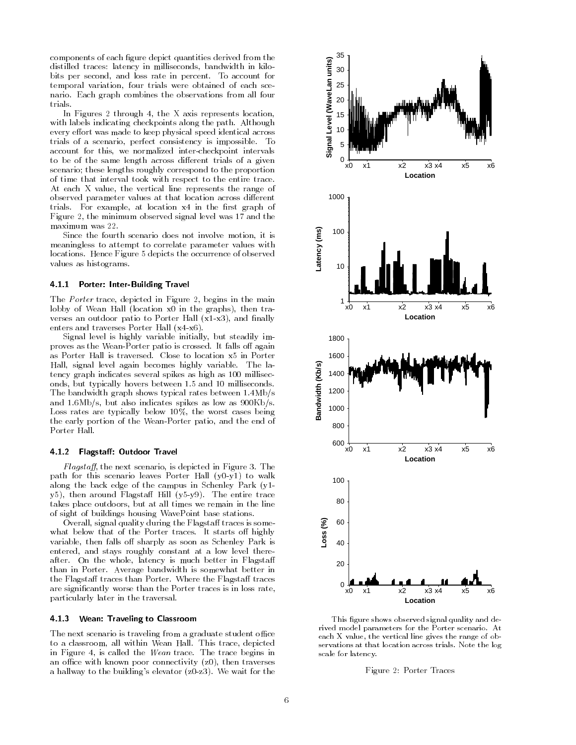components of each figure depict quantities derived from the distilled traces: latency in milliseconds, bandwidth in kilobits per second, and loss rate in percent. To account for temporal variation, four trials were obtained of each scenario. Each graph combines the observations from all four trials.

In Figures 2 through 4, the X axis represents location, with labels indicating checkpoints along the path. Although every effort was made to keep physical speed identical across trials of a scenario, perfect consistency is impossible. To account for this, we normalized inter-checkpoint intervals to be of the same length across different trials of a given scenario; these lengths roughly correspond to the proportion of time that interval took with respect to the entire trace. At each X value, the vertical line represents the range of observed parameter values at that location across different trials. For example, at location x4 in the first graph of Figure 2, the minimum observed signal level was 17 and the maximum was 22.

Since the fourth scenario does not involve motion, it is meaningless to attempt to correlate parameter values with locations. Hence Figure 5 depicts the occurrence of observed values as histograms.

#### 4.1.1 Porter: Inter-Building Travel

The *Porter* trace, depicted in Figure 2, begins in the main lobby of Wean Hall (location x0 in the graphs), then traverses an outdoor patio to Porter Hall (x1-x3), and finally enters and traverses Porter Hall (x4-x6).

Signal level is highly variable initially, but steadily improves as the Wean-Porter patio is crossed. It falls off again as Porter Hall is traversed. Close to location x5 in Porter Hall, signal level again becomes highly variable. The latency graph indicates several spikes as high as 100 milliseconds, but typically hovers between 1.5 and 10 milliseconds. The bandwidth graph shows typical rates between 1.4Mb/s and 1.6Mb/s, but also indicates spikes as low as 900Kb/s. Loss rates are typically below 10%, the worst cases being the early portion of the Wean-Porter patio, and the end of Porter Hall.

#### 4.1.2 Flagstaff: Outdoor Travel

*Flagstaff*, the next scenario, is depicted in Figure 3. The path for this scenario leaves Porter Hall (y0-y1) to walk along the back edge of the campus in Schenley Park (y1-y5), then around Flagstaff Hill (y5-y9). The entire trace takes place outdoors, but at all times we remain in the line of sight of buildings housing WavePoint base stations.

Overall, signal quality during the Flagstaff traces is somewhat below that of the Porter traces. It starts off highly variable, then falls off sharply as soon as Schenley Park is entered, and stays roughly constant at a low level thereafter. On the whole, latency is much better in Flagstaff than in Porter. Average bandwidth is somewhat better in the Flagstaff traces than Porter. Where the Flagstaff traces are significantly worse than the Porter traces is in loss rate, particularly later in the traversal.

#### 4.1.3 Wean: Traveling to Classroom

The next scenario is traveling from a graduate student office to a classroom, all within Wean Hall. This trace, depicted in Figure 4, is called the *Wean* trace. The trace begins in an office with known poor connectivity (z0), then traverses a hallway to the building's elevator (z0-z3). We wait for the

This figure shows observed signal quality and derived model parameters for the Porter scenario. At each X value, the vertical line gives the range of observations at that location across trials. Note the log scale for latency.

Figure 2: Porter Traces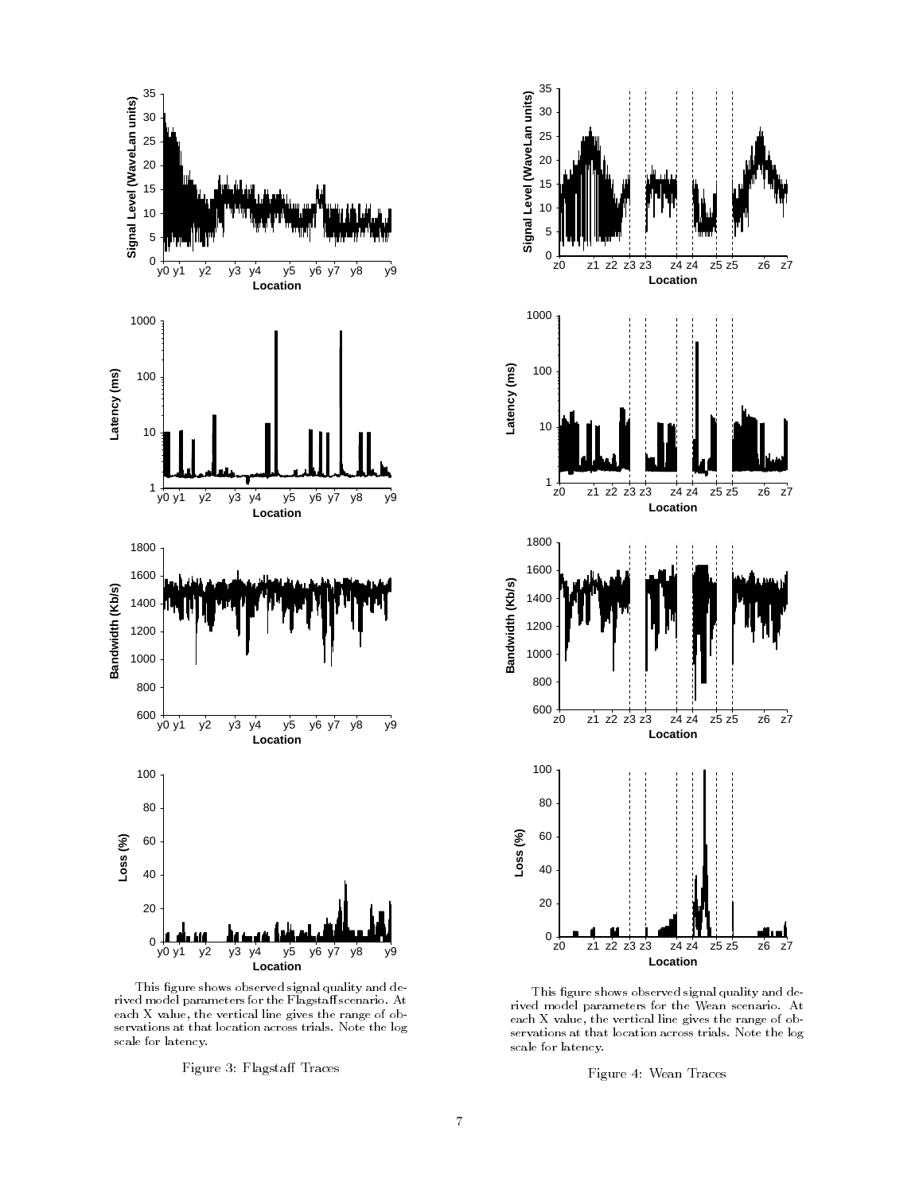This figure shows observed signal quality and derived model parameters for the Flagstaff scenario. At each X value, the vertical line gives the range of observations at that location across trials. Note the log scale for latency.

Figure 3: Flagstaff Traces

This figure shows observed signal quality and derived model parameters for the Wean scenario. At each X value, the vertical line gives the range of observations at that location across trials. Note the log scale for latency.

Figure 4: Wean Traces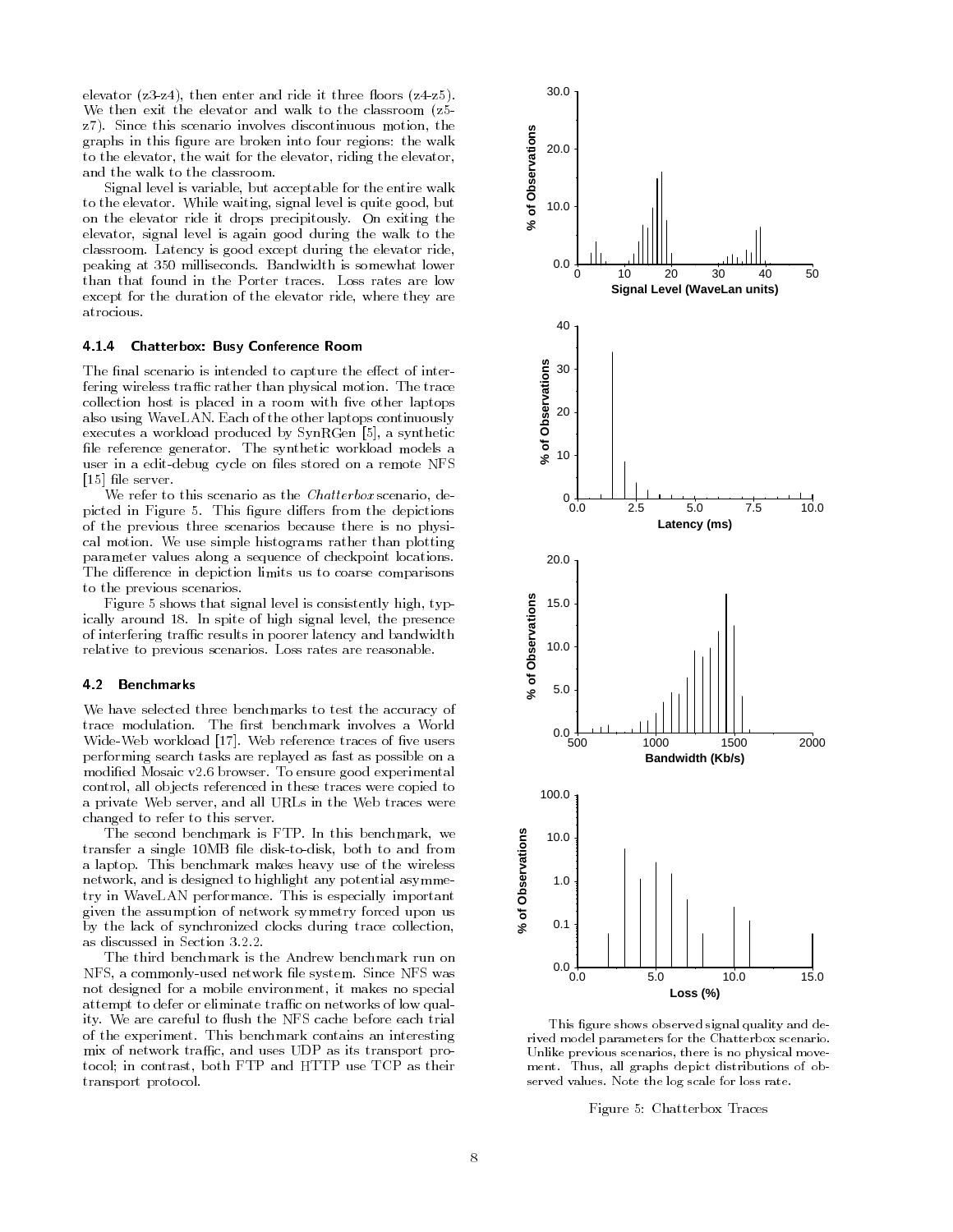elevator (z3-z4), then enter and ride it three floors (z4-z5). We then exit the elevator and walk to the classroom (z5-z7). Since this scenario involves discontinuous motion, the graphs in this figure are broken into four regions: the walk to the elevator, the wait for the elevator, riding the elevator, and the walk to the classroom.

Signal level is variable, but acceptable for the entire walk to the elevator. While waiting, signal level is quite good, but on the elevator ride it drops precipitously. On exiting the elevator, signal level is again good during the walk to the classroom. Latency is good except during the elevator ride, peaking at 350 milliseconds. Bandwidth is somewhat lower than that found in the Porter traces. Loss rates are low except for the duration of the elevator ride, where they are atrocious.

#### 4.1.4 Chatterbox: Busy Conference Room

The final scenario is intended to capture the effect of interfering wireless traffic rather than physical motion. The trace collection host is placed in a room with five other laptops also using WaveLAN. Each of the other laptops continuously executes a workload produced by SynRGen [5], a synthetic file reference generator. The synthetic workload models a user in a edit-debug cycle on files stored on a remote NFS [15] file server.

We refer to this scenario as the *Chatterbox* scenario, depicted in Figure 5. This figure differs from the depictions of the previous three scenarios because there is no physical motion. We use simple histograms rather than plotting parameter values along a sequence of checkpoint locations. The difference in depiction limits us to coarse comparisons to the previous scenarios.

Figure 5 shows that signal level is consistently high, typically around 18. In spite of high signal level, the presence of interfering traffic results in poorer latency and bandwidth relative to previous scenarios. Loss rates are reasonable.

### 4.2 Benchmarks

We have selected three benchmarks to test the accuracy of trace modulation. The first benchmark involves a World Wide-Web workload [17]. Web reference traces of five users performing search tasks are replayed as fast as possible on a modified Mosaic v2.6 browser. To ensure good experimental control, all objects referenced in these traces were copied to a private Web server, and all URLs in the Web traces were changed to refer to this server.

The second benchmark is FTP. In this benchmark, we transfer a single 10MB file disk-to-disk, both to and from a laptop. This benchmark makes heavy use of the wireless network, and is designed to highlight any potential asymmetry in WaveLAN performance. This is especially important given the assumption of network symmetry forced upon us by the lack of synchronized clocks during trace collection, as discussed in Section 3.2.2.

The third benchmark is the Andrew benchmark run on NFS, a commonly-used network file system. Since NFS was not designed for a mobile environment, it makes no special attempt to defer or eliminate traffic on networks of low quality. We are careful to flush the NFS cache before each trial of the experiment. This benchmark contains an interesting mix of network traffic, and uses UDP as its transport protocol; in contrast, both FTP and HTTP use TCP as their transport protocol.

This figure shows observed signal quality and derived model parameters for the Chatterbox scenario. Unlike previous scenarios, there is no physical movement. Thus, all graphs depict distributions of observed values. Note the log scale for loss rate.

Figure 5: Chatterbox Traces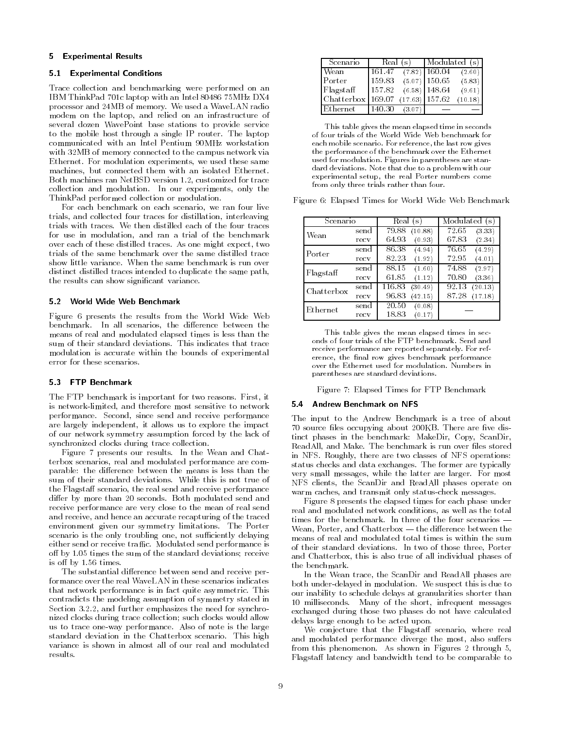## 5 Experimental Results

### 5.1 Experimental Conditions

Trace collection and benchmarking were performed on an IBM ThinkPad 701c laptop with an Intel 80486 75MHz DX4 processor and 24MB of memory. We used a WaveLAN radio modem on the laptop, and relied on an infrastructure of several dozen WavePoint base stations to provide service to the mobile host through a single IP router. The laptop communicated with an Intel Pentium 90MHz workstation with 32MB of memory connected to the campus network via Ethernet. For modulation experiments, we used these same machines, but connected them with an isolated Ethernet. Both machines ran NetBSD version 1.2, customized for trace collection and modulation. In our experiments, only the ThinkPad performed collection or modulation.

For each benchmark on each scenario, we ran four live trials, and collected four traces for distillation, interleaving trials with traces. We then distilled each of the four traces for use in modulation, and ran a trial of the benchmark over each of these distilled traces. As one might expect, two trials of the same benchmark over the same distilled trace show little variance. When the same benchmark is run over distinct distilled traces intended to duplicate the same path, the results can show significant variance.

### 5.2 World Wide Web Benchmark

Figure 6 presents the results from the World Wide Web benchmark. In all scenarios, the difference between the means of real and modulated elapsed times is less than the sum of their standard deviations. This indicates that trace modulation is accurate within the bounds of experimental error for these scenarios.

### 5.3 FTP Benchmark

The FTP benchmark is important for two reasons. First, it is network-limited, and therefore most sensitive to network performance. Second, since send and receive performance are largely independent, it allows us to explore the impact of our network symmetry assumption forced by the lack of synchronized clocks during trace collection.

Figure 7 presents our results. In the Wean and Chatterbox scenarios, real and modulated performance are comparable: the difference between the means is less than the sum of their standard deviations. While this is not true of the Flagstaff scenario, the real send and receive performance differ by more than 20 seconds. Both modulated send and receive performance are very close to the mean of real send and receive, and hence an accurate recapturing of the traced environment given our symmetry limitations. The Porter scenario is the only troubling one, not sufficiently delaying either send or receive traffic. Modulated send performance is off by 1.05 times the sum of the standard deviations; receive is off by 1.56 times.

The substantial difference between send and receive performance over the real WaveLAN in these scenarios indicates that network performance is in fact quite asymmetric. This contradicts the modeling assumption of symmetry stated in Section 3.2.2, and further emphasizes the need for synchronized clocks during trace collection; such clocks would allow us to trace one-way performance. Also of note is the large standard deviation in the Chatterbox scenario. This high variance is shown in almost all of our real and modulated results.

| Scenario | Real (s) | Modulated (s) |
|---|---|---|
| Wean | 161.47 (7.82) | 160.04 (2.60) |
| Porter | 159.83 (5.07) | 150.65 (5.83) |
| Flagstaff | 157.82 (6.58) | 148.64 (9.61) |
| Chatterbox | 169.07 (17.63) | 157.62 (10.18) |
| Ethernet | 140.30 (3.07) | — |

This table gives the mean elapsed time in seconds of four trials of the World Wide Web benchmark for each mobile scenario. For reference, the last row gives the performance of the benchmark over the Ethernet used for modulation. Figures in parentheses are standard deviations. Note that due to a problem with our experimental setup, the real Porter numbers come from only three trials rather than four.

Figure 6: Elapsed Times for World Wide Web Benchmark

| Scenario | | Real (s) | Modulated (s) |
|---|---|---|---|
| Wean | send | 79.88 (10.88) | 72.65 (3.33) |
| | recv | 64.93 (0.93) | 67.83 (2.34) |
| Porter | send | 86.38 (4.94) | 76.65 (4.29) |
| | recv | 82.23 (1.92) | 72.95 (4.01) |
| Flagstaff | send | 88.15 (1.60) | 74.88 (2.97) |
| | recv | 61.85 (1.12) | 70.80 (3.36) |
| Chatterbox | send | 116.83 (30.49) | 92.13 (20.13) |
| | recv | 96.83 (42.15) | 87.28 (17.18) |
| Ethernet | send | 20.50 (0.08) | — |
| | recv | 18.83 (0.17) | |

This table gives the mean elapsed times in seconds of four trials of the FTP benchmark. Send and receive performance are reported separately. For reference, the final row gives benchmark performance over the Ethernet used for modulation. Numbers in parentheses are standard deviations.

Figure 7: Elapsed Times for FTP Benchmark

### 5.4 Andrew Benchmark on NFS

The input to the Andrew Benchmark is a tree of about 70 source files occupying about 200KB. There are five distinct phases in the benchmark: MakeDir, Copy, ScanDir, ReadAll, and Make. The benchmark is run over files stored in NFS. Roughly, there are two classes of NFS operations: status checks and data exchanges. The former are typically very small messages, while the latter are larger. For most NFS clients, the ScanDir and ReadAll phases operate on warm caches, and transmit only status-check messages.

Figure 8 presents the elapsed times for each phase under real and modulated network conditions, as well as the total times for the benchmark. In three of the four scenarios — Wean, Porter, and Chatterbox — the difference between the means of real and modulated total times is within the sum of their standard deviations. In two of those three, Porter and Chatterbox, this is also true of all individual phases of the benchmark.

In the Wean trace, the ScanDir and ReadAll phases are both under-delayed in modulation. We suspect this is due to our inability to schedule delays at granularities shorter than 10 milliseconds. Many of the short, infrequent messages exchanged during those two phases do not have calculated delays large enough to be acted upon.

We conjecture that the Flagstaff scenario, where real and modulated performance diverge the most, also suffers from this phenomenon. As shown in Figures 2 through 5, Flagstaff latency and bandwidth tend to be comparable to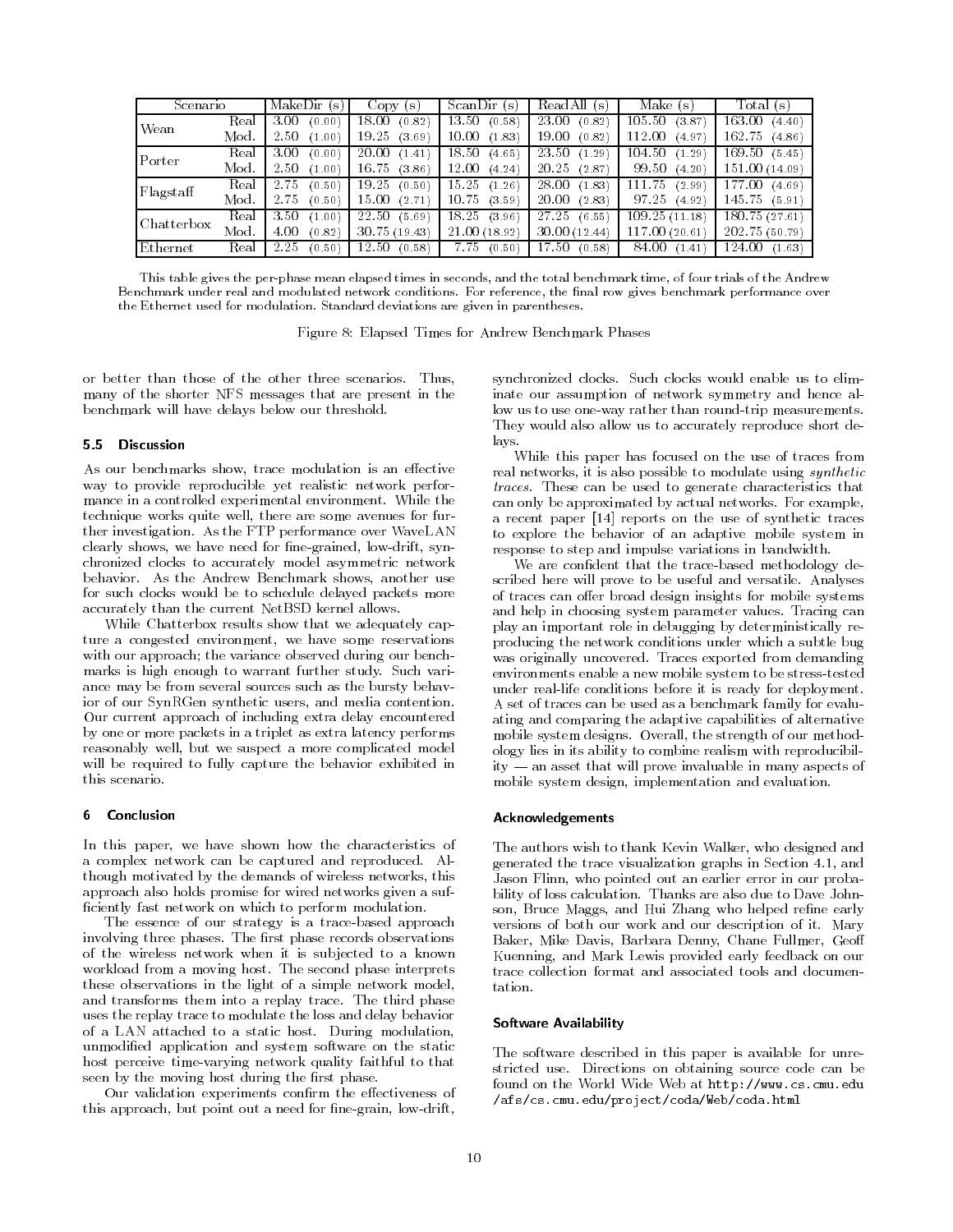| Scenario | | MakeDir (s) | Copy (s) | ScanDir (s) | ReadAll (s) | Make (s) | Total (s) |
|---|---|---|---|---|---|---|---|
| Wean | Real | 3.00 (0.00) | 18.00 (0.82) | 13.50 (0.58) | 23.00 (0.82) | 105.50 (3.87) | 163.00 (4.40) |
| | Mod. | 2.50 (1.00) | 19.25 (3.69) | 10.00 (1.83) | 19.00 (0.82) | 112.00 (4.97) | 162.75 (4.86) |
| Porter | Real | 3.00 (0.00) | 20.00 (1.41) | 18.50 (4.65) | 23.50 (1.29) | 104.50 (1.29) | 169.50 (5.45) |
| | Mod. | 2.50 (1.00) | 16.75 (3.86) | 12.00 (4.24) | 20.25 (2.87) | 99.50 (4.20) | 151.00 (14.09) |
| Flagstaff | Real | 2.75 (0.50) | 19.25 (0.50) | 15.25 (1.26) | 28.00 (1.83) | 111.75 (2.99) | 177.00 (4.69) |
| | Mod. | 2.75 (0.50) | 15.00 (2.71) | 10.75 (3.59) | 20.00 (2.83) | 97.25 (4.92) | 145.75 (5.91) |
| Chatterbox | Real | 3.50 (1.00) | 22.50 (5.69) | 18.25 (3.96) | 27.25 (6.55) | 109.25 (11.18) | 180.75 (27.61) |
| | Mod. | 4.00 (0.82) | 30.75 (19.43) | 21.00 (18.92) | 30.00 (12.44) | 117.00 (20.61) | 202.75 (50.79) |
| Ethernet | Real | 2.25 (0.50) | 12.50 (0.58) | 7.75 (0.50) | 17.50 (0.58) | 84.00 (1.41) | 124.00 (1.63) |

This table gives the per-phase mean elapsed times in seconds, and the total benchmark time, of four trials of the Andrew Benchmark under real and modulated network conditions. For reference, the final row gives benchmark performance over the Ethernet used for modulation. Standard deviations are given in parentheses.

Figure 8: Elapsed Times for Andrew Benchmark Phases

or better than those of the other three scenarios. Thus, many of the shorter NFS messages that are present in the benchmark will have delays below our threshold.

### 5.5 Discussion

As our benchmarks show, trace modulation is an effective way to provide reproducible yet realistic network performance in a controlled experimental environment. While the technique works quite well, there are some avenues for further investigation. As the FTP performance over WaveLAN clearly shows, we have need for fine-grained, low-drift, synchronized clocks to accurately model asymmetric network behavior. As the Andrew Benchmark shows, another use for such clocks would be to schedule delayed packets more accurately than the current NetBSD kernel allows.

While Chatterbox results show that we adequately capture a congested environment, we have some reservations with our approach; the variance observed during our benchmarks is high enough to warrant further study. Such variance may be from several sources such as the bursty behavior of our SynRGen synthetic users, and media contention. Our current approach of including extra delay encountered by one or more packets in a triplet as extra latency performs reasonably well, but we suspect a more complicated model will be required to fully capture the behavior exhibited in this scenario.

## 6 Conclusion

In this paper, we have shown how the characteristics of a complex network can be captured and reproduced. Although motivated by the demands of wireless networks, this approach also holds promise for wired networks given a sufficiently fast network on which to perform modulation.

The essence of our strategy is a trace-based approach involving three phases. The first phase records observations of the wireless network when it is subjected to a known workload from a moving host. The second phase interprets these observations in the light of a simple network model, and transforms them into a replay trace. The third phase uses the replay trace to modulate the loss and delay behavior of a LAN attached to a static host. During modulation, unmodified application and system software on the static host perceive time-varying network quality faithful to that seen by the moving host during the first phase.

Our validation experiments confirm the effectiveness of this approach, but point out a need for fine-grain, low-drift, synchronized clocks. Such clocks would enable us to eliminate our assumption of network symmetry and hence allow us to use one-way rather than round-trip measurements. They would also allow us to accurately reproduce short delays.

While this paper has focused on the use of traces from real networks, it is also possible to modulate using *synthetic traces*. These can be used to generate characteristics that can only be approximated by actual networks. For example, a recent paper [14] reports on the use of synthetic traces to explore the behavior of an adaptive mobile system in response to step and impulse variations in bandwidth.

We are confident that the trace-based methodology described here will prove to be useful and versatile. Analyses of traces can offer broad design insights for mobile systems and help in choosing system parameter values. Tracing can play an important role in debugging by deterministically reproducing the network conditions under which a subtle bug was originally uncovered. Traces exported from demanding environments enable a new mobile system to be stress-tested under real-life conditions before it is ready for deployment. A set of traces can be used as a benchmark family for evaluating and comparing the adaptive capabilities of alternative mobile system designs. Overall, the strength of our methodology lies in its ability to combine realism with reproducibility — an asset that will prove invaluable in many aspects of mobile system design, implementation and evaluation.

### Acknowledgements

The authors wish to thank Kevin Walker, who designed and generated the trace visualization graphs in Section 4.1, and Jason Flinn, who pointed out an earlier error in our probability of loss calculation. Thanks are also due to Dave Johnson, Bruce Maggs, and Hui Zhang who helped refine early versions of both our work and our description of it. Mary Baker, Mike Davis, Barbara Denny, Chane Fullmer, Geoff Kuenning, and Mark Lewis provided early feedback on our trace collection format and associated tools and documentation.

### Software Availability

The software described in this paper is available for unrestricted use. Directions on obtaining source code can be found on the World Wide Web at `http://www.cs.cmu.edu/afs/cs.cmu.edu/project/coda/Web/coda.html`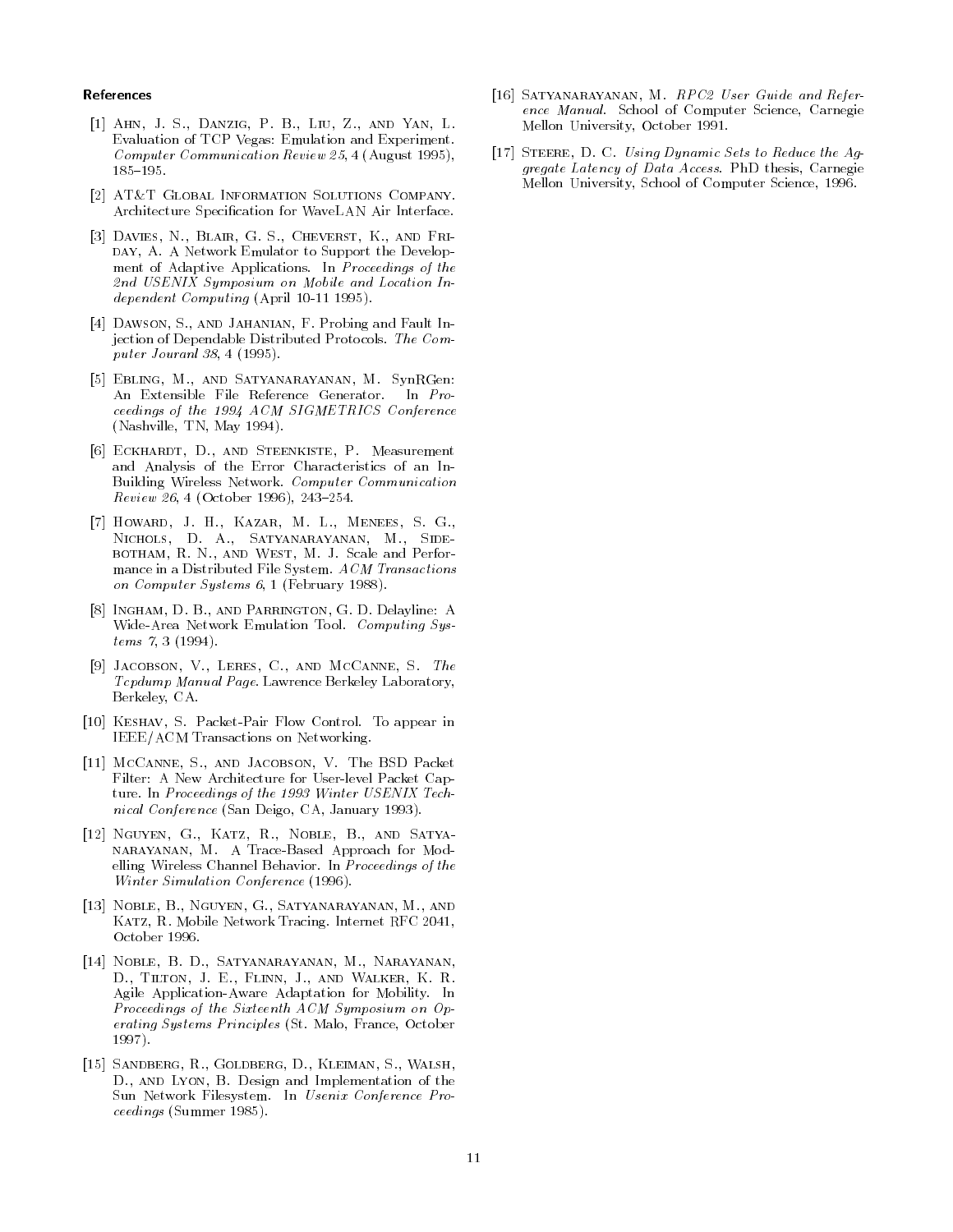## References

[1] Ahn, J. S., Danzig, P. B., Liu, Z., and Yan, L. Evaluation of TCP Vegas: Emulation and Experiment. *Computer Communication Review 25*, 4 (August 1995), 185–195.

[2] AT&T Global Information Solutions Company. Architecture Specification for WaveLAN Air Interface.

[3] Davies, N., Blair, G. S., Cheverst, K., and Friday, A. A Network Emulator to Support the Development of Adaptive Applications. In *Proceedings of the 2nd USENIX Symposium on Mobile and Location Independent Computing* (April 10-11 1995).

[4] Dawson, S., and Jahanian, F. Probing and Fault Injection of Dependable Distributed Protocols. *The Computer Jouranl 38*, 4 (1995).

[5] Ebling, M., and Satyanarayanan, M. SynRGen: An Extensible File Reference Generator. In *Proceedings of the 1994 ACM SIGMETRICS Conference* (Nashville, TN, May 1994).

[6] Eckhardt, D., and Steenkiste, P. Measurement and Analysis of the Error Characteristics of an In-Building Wireless Network. *Computer Communication Review 26*, 4 (October 1996), 243–254.

[7] Howard, J. H., Kazar, M. L., Menees, S. G., Nichols, D. A., Satyanarayanan, M., Sidebotham, R. N., and West, M. J. Scale and Performance in a Distributed File System. *ACM Transactions on Computer Systems 6*, 1 (February 1988).

[8] Ingham, D. B., and Parrington, G. D. Delayline: A Wide-Area Network Emulation Tool. *Computing Systems 7*, 3 (1994).

[9] Jacobson, V., Leres, C., and McCanne, S. *The Tcpdump Manual Page*. Lawrence Berkeley Laboratory, Berkeley, CA.

[10] Keshav, S. Packet-Pair Flow Control. To appear in IEEE/ACM Transactions on Networking.

[11] McCanne, S., and Jacobson, V. The BSD Packet Filter: A New Architecture for User-level Packet Capture. In *Proceedings of the 1993 Winter USENIX Technical Conference* (San Deigo, CA, January 1993).

[12] Nguyen, G., Katz, R., Noble, B., and Satyanarayanan, M. A Trace-Based Approach for Modelling Wireless Channel Behavior. In *Proceedings of the Winter Simulation Conference* (1996).

[13] Noble, B., Nguyen, G., Satyanarayanan, M., and Katz, R. Mobile Network Tracing. Internet RFC 2041, October 1996.

[14] Noble, B. D., Satyanarayanan, M., Narayanan, D., Tilton, J. E., Flinn, J., and Walker, K. R. Agile Application-Aware Adaptation for Mobility. In *Proceedings of the Sixteenth ACM Symposium on Operating Systems Principles* (St. Malo, France, October 1997).

[15] Sandberg, R., Goldberg, D., Kleiman, S., Walsh, D., and Lyon, B. Design and Implementation of the Sun Network Filesystem. In *Usenix Conference Proceedings* (Summer 1985).

[16] Satyanarayanan, M. *RPC2 User Guide and Reference Manual*. School of Computer Science, Carnegie Mellon University, October 1991.

[17] Steere, D. C. *Using Dynamic Sets to Reduce the Aggregate Latency of Data Access*. PhD thesis, Carnegie Mellon University, School of Computer Science, 1996.